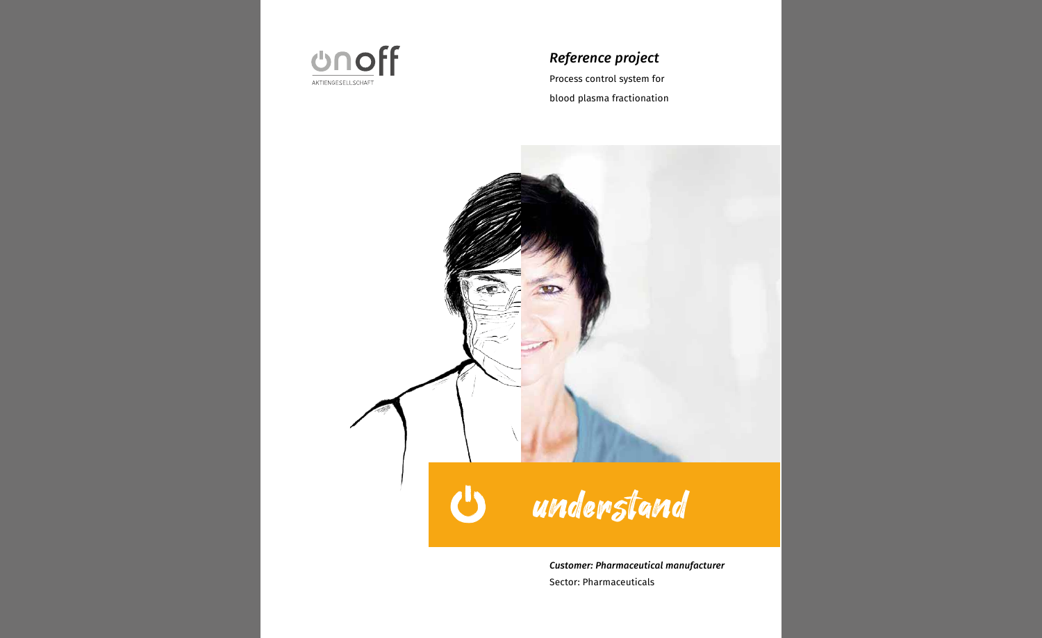onoff
AKTIENGESELLSCHAFT

*Reference project*

Process control system for blood plasma fractionation

understand

***Customer: Pharmaceutical manufacturer***

Sector: Pharmaceuticals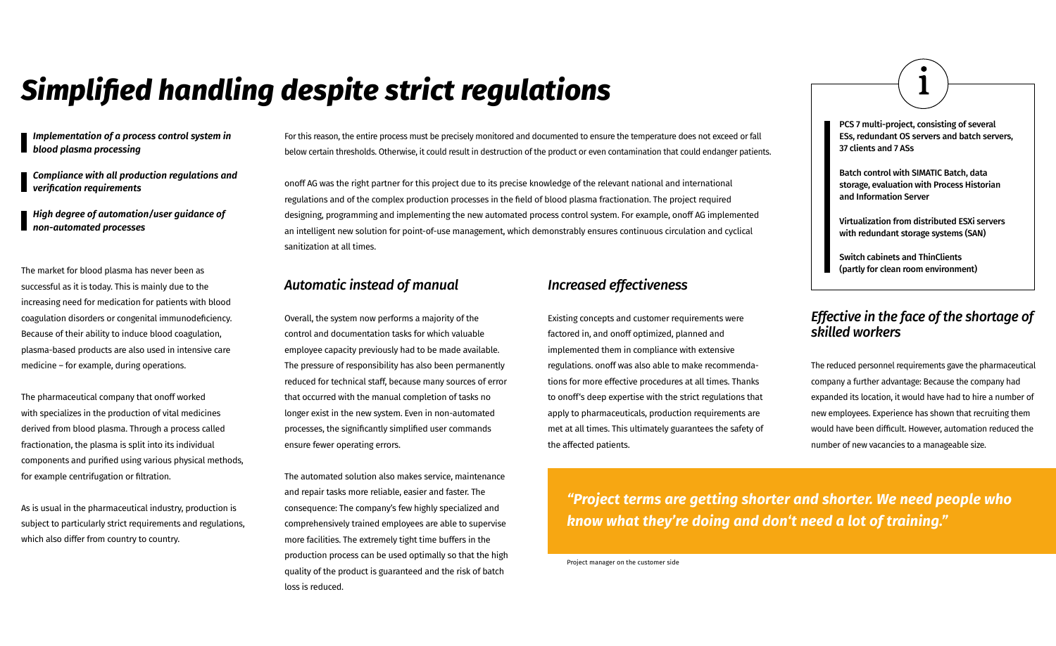# Simplified handling despite strict regulations

*Implementation of a process control system in blood plasma processing*

*Compliance with all production regulations and verification requirements*

*High degree of automation/user guidance of non-automated processes*

The market for blood plasma has never been as successful as it is today. This is mainly due to the increasing need for medication for patients with blood coagulation disorders or congenital immunodeficiency. Because of their ability to induce blood coagulation, plasma-based products are also used in intensive care medicine – for example, during operations.

The pharmaceutical company that onoff worked with specializes in the production of vital medicines derived from blood plasma. Through a process called fractionation, the plasma is split into its individual components and purified using various physical methods, for example centrifugation or filtration.

As is usual in the pharmaceutical industry, production is subject to particularly strict requirements and regulations, which also differ from country to country.

For this reason, the entire process must be precisely monitored and documented to ensure the temperature does not exceed or fall below certain thresholds. Otherwise, it could result in destruction of the product or even contamination that could endanger patients.

onoff AG was the right partner for this project due to its precise knowledge of the relevant national and international regulations and of the complex production processes in the field of blood plasma fractionation. The project required designing, programming and implementing the new automated process control system. For example, onoff AG implemented an intelligent new solution for point-of-use management, which demonstrably ensures continuous circulation and cyclical sanitization at all times.

## Automatic instead of manual

Overall, the system now performs a majority of the control and documentation tasks for which valuable employee capacity previously had to be made available. The pressure of responsibility has also been permanently reduced for technical staff, because many sources of error that occurred with the manual completion of tasks no longer exist in the new system. Even in non-automated processes, the significantly simplified user commands ensure fewer operating errors.

The automated solution also makes service, maintenance and repair tasks more reliable, easier and faster. The consequence: The company's few highly specialized and comprehensively trained employees are able to supervise more facilities. The extremely tight time buffers in the production process can be used optimally so that the high quality of the product is guaranteed and the risk of batch loss is reduced.

## Increased effectiveness

Existing concepts and customer requirements were factored in, and onoff optimized, planned and implemented them in compliance with extensive regulations. onoff was also able to make recommendations for more effective procedures at all times. Thanks to onoff's deep expertise with the strict regulations that apply to pharmaceuticals, production requirements are met at all times. This ultimately guarantees the safety of the affected patients.

> ***"Project terms are getting shorter and shorter. We need people who know what they're doing and don't need a lot of training."***

Project manager on the customer side

**PCS 7 multi-project, consisting of several ESs, redundant OS servers and batch servers, 37 clients and 7 ASs**

**Batch control with SIMATIC Batch, data storage, evaluation with Process Historian and Information Server**

**Virtualization from distributed ESXi servers with redundant storage systems (SAN)**

**Switch cabinets and ThinClients (partly for clean room environment)**

## Effective in the face of the shortage of skilled workers

The reduced personnel requirements gave the pharmaceutical company a further advantage: Because the company had expanded its location, it would have had to hire a number of new employees. Experience has shown that recruiting them would have been difficult. However, automation reduced the number of new vacancies to a manageable size.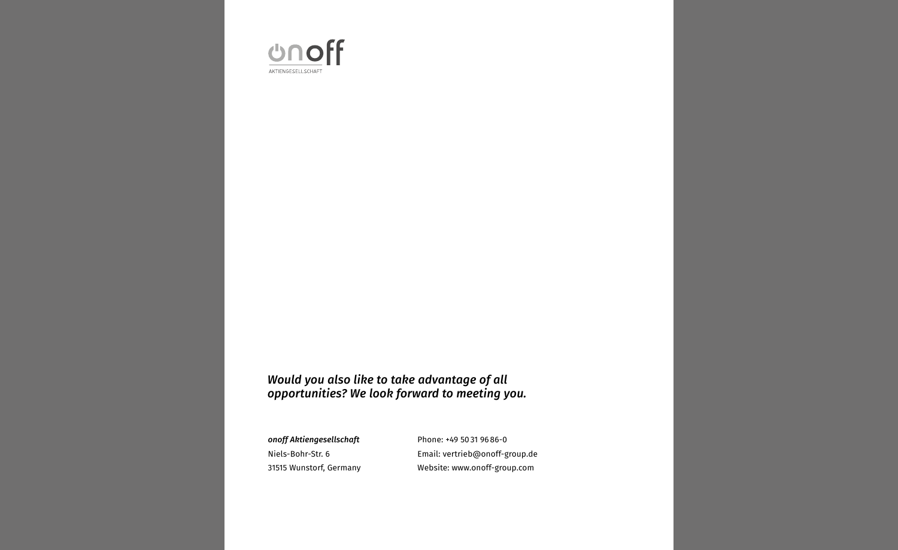onoff

AKTIENGESELLSCHAFT

***Would you also like to take advantage of all opportunities? We look forward to meeting you.***

***onoff Aktiengesellschaft***
Niels-Bohr-Str. 6
31515 Wunstorf, Germany

Phone: +49 5031 9686-0
Email: vertrieb@onoff-group.de
Website: www.onoff-group.com